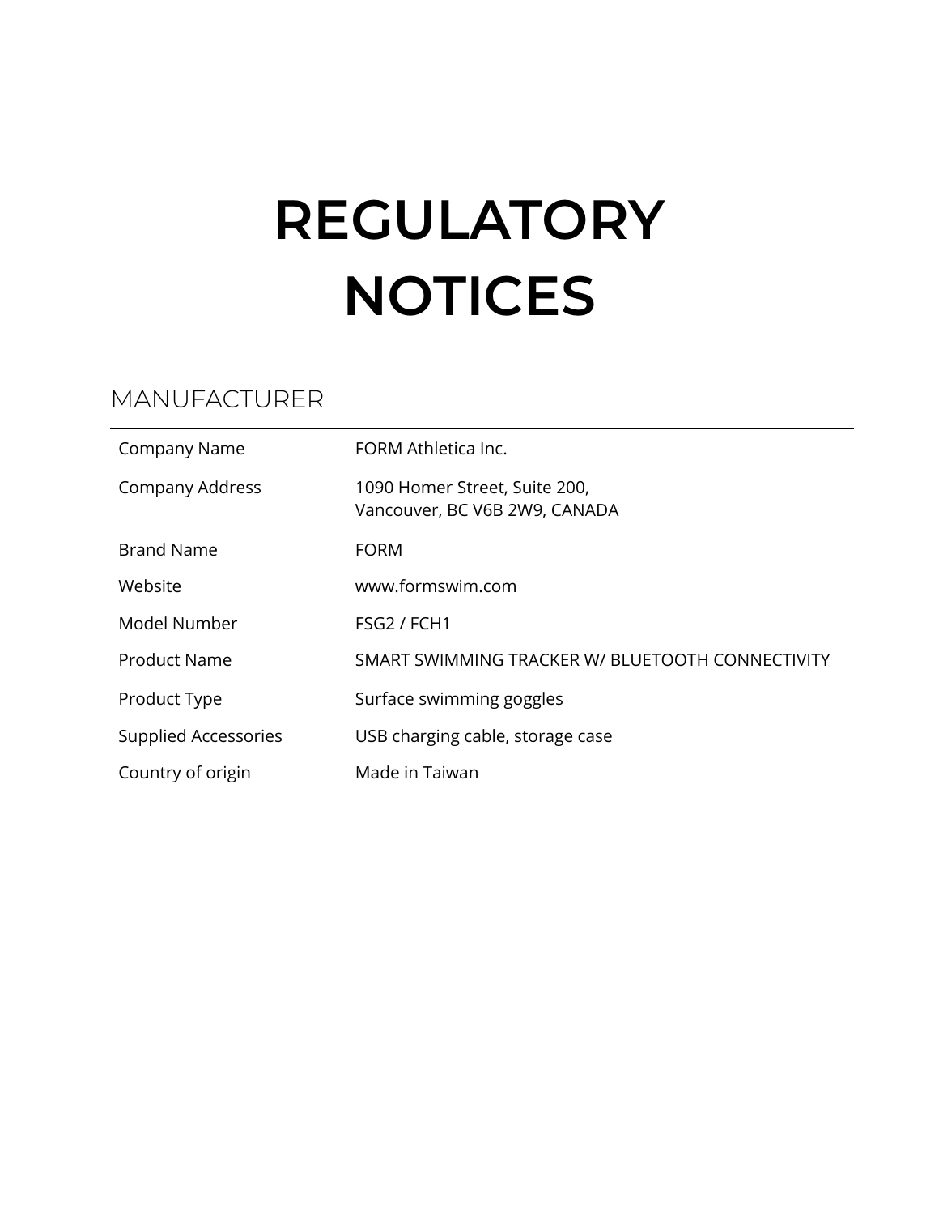# REGULATORY NOTICES

## MANUFACTURER

| | |
|---|---|
| Company Name | FORM Athletica Inc. |
| Company Address | 1090 Homer Street, Suite 200,<br>Vancouver, BC V6B 2W9, CANADA |
| Brand Name | FORM |
| Website | www.formswim.com |
| Model Number | FSG2 / FCH1 |
| Product Name | SMART SWIMMING TRACKER W/ BLUETOOTH CONNECTIVITY |
| Product Type | Surface swimming goggles |
| Supplied Accessories | USB charging cable, storage case |
| Country of origin | Made in Taiwan |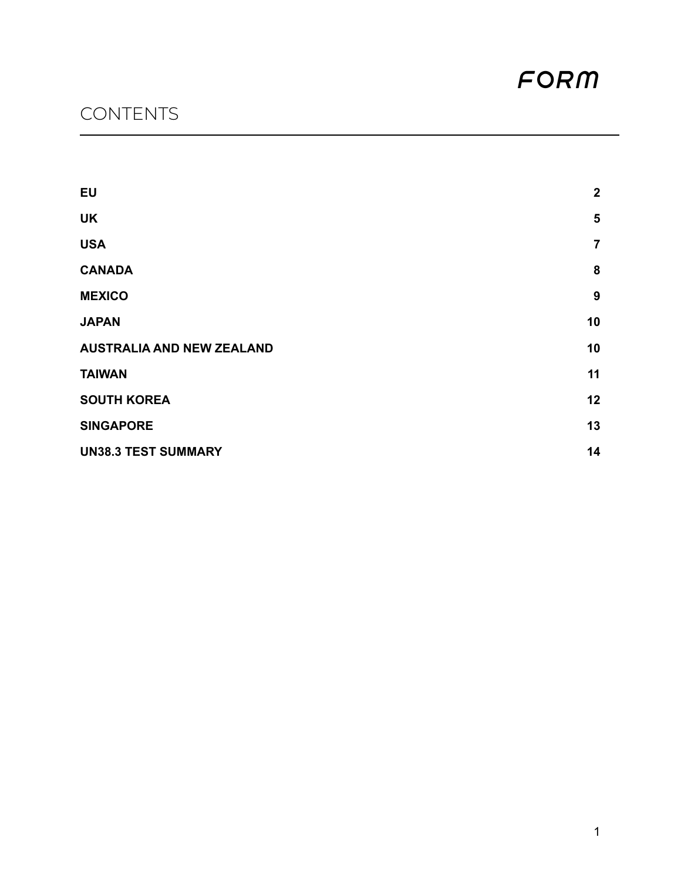FORM

# CONTENTS

| | |
|---|---|
| **EU** | **2** |
| **UK** | **5** |
| **USA** | **7** |
| **CANADA** | **8** |
| **MEXICO** | **9** |
| **JAPAN** | **10** |
| **AUSTRALIA AND NEW ZEALAND** | **10** |
| **TAIWAN** | **11** |
| **SOUTH KOREA** | **12** |
| **SINGAPORE** | **13** |
| **UN38.3 TEST SUMMARY** | **14** |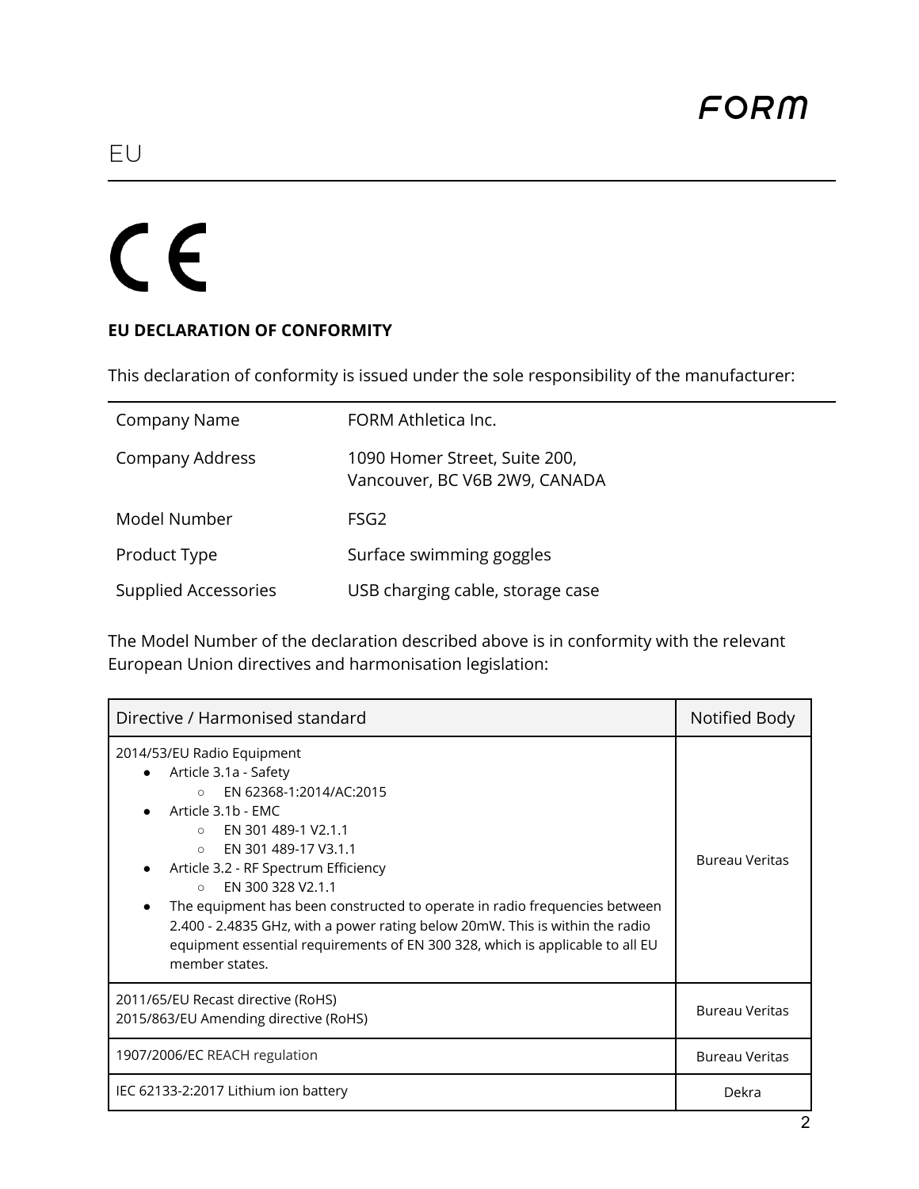# EU

CE

**EU DECLARATION OF CONFORMITY**

This declaration of conformity is issued under the sole responsibility of the manufacturer:

| | |
|---|---|
| Company Name | FORM Athletica Inc. |
| Company Address | 1090 Homer Street, Suite 200, Vancouver, BC V6B 2W9, CANADA |
| Model Number | FSG2 |
| Product Type | Surface swimming goggles |
| Supplied Accessories | USB charging cable, storage case |

The Model Number of the declaration described above is in conformity with the relevant European Union directives and harmonisation legislation:

| Directive / Harmonised standard | Notified Body |
|---|---|
| 2014/53/EU Radio Equipment<br>• Article 3.1a - Safety<br>&nbsp;&nbsp;○ EN 62368-1:2014/AC:2015<br>• Article 3.1b - EMC<br>&nbsp;&nbsp;○ EN 301 489-1 V2.1.1<br>&nbsp;&nbsp;○ EN 301 489-17 V3.1.1<br>• Article 3.2 - RF Spectrum Efficiency<br>&nbsp;&nbsp;○ EN 300 328 V2.1.1<br>• The equipment has been constructed to operate in radio frequencies between 2.400 - 2.4835 GHz, with a power rating below 20mW. This is within the radio equipment essential requirements of EN 300 328, which is applicable to all EU member states. | Bureau Veritas |
| 2011/65/EU Recast directive (RoHS)<br>2015/863/EU Amending directive (RoHS) | Bureau Veritas |
| 1907/2006/EC REACH regulation | Bureau Veritas |
| IEC 62133-2:2017 Lithium ion battery | Dekra |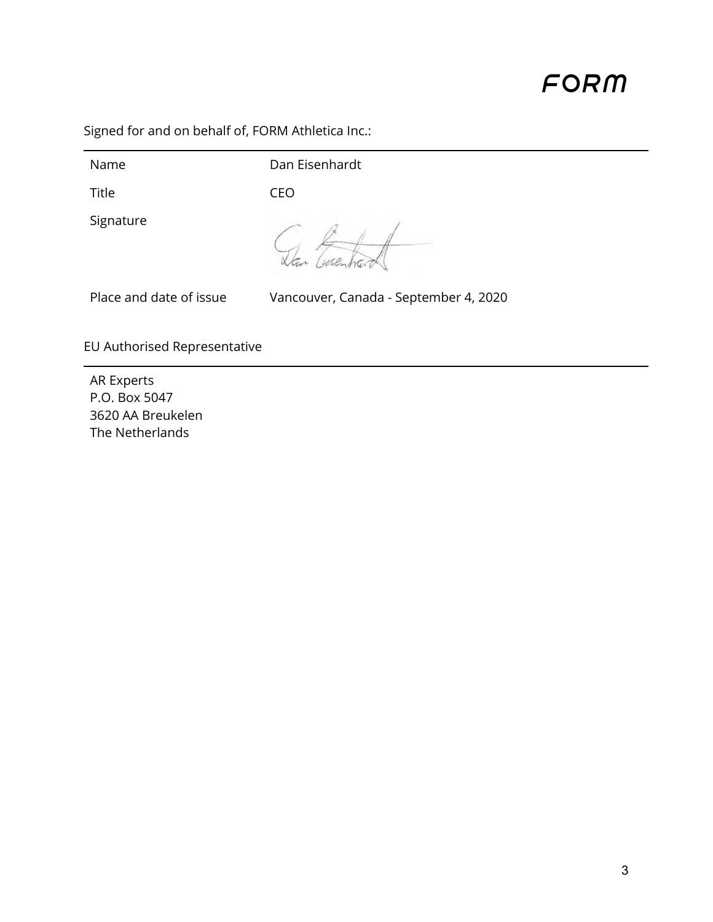FORM

Signed for and on behalf of, FORM Athletica Inc.:

| | |
|---|---|
| Name | Dan Eisenhardt |
| Title | CEO |
| Signature | Dan Eisenhardt |
| Place and date of issue | Vancouver, Canada - September 4, 2020 |

EU Authorised Representative

AR Experts  
P.O. Box 5047  
3620 AA Breukelen  
The Netherlands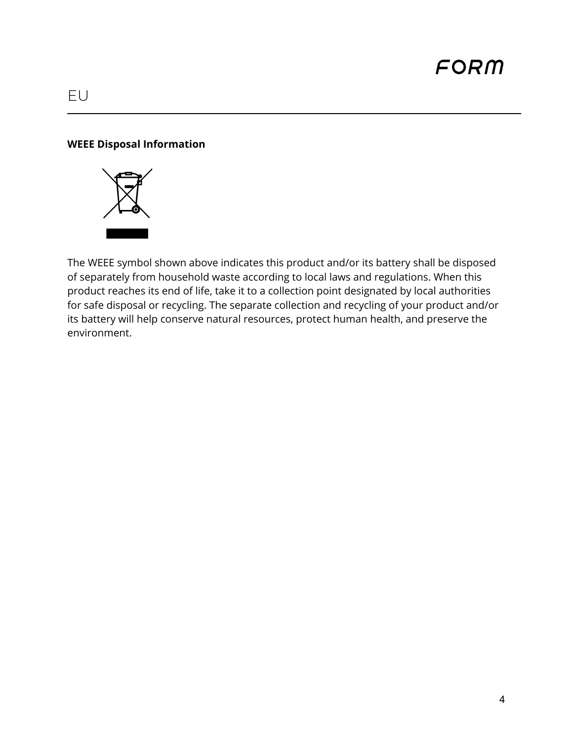# EU

**WEEE Disposal Information**

The WEEE symbol shown above indicates this product and/or its battery shall be disposed of separately from household waste according to local laws and regulations. When this product reaches its end of life, take it to a collection point designated by local authorities for safe disposal or recycling. The separate collection and recycling of your product and/or its battery will help conserve natural resources, protect human health, and preserve the environment.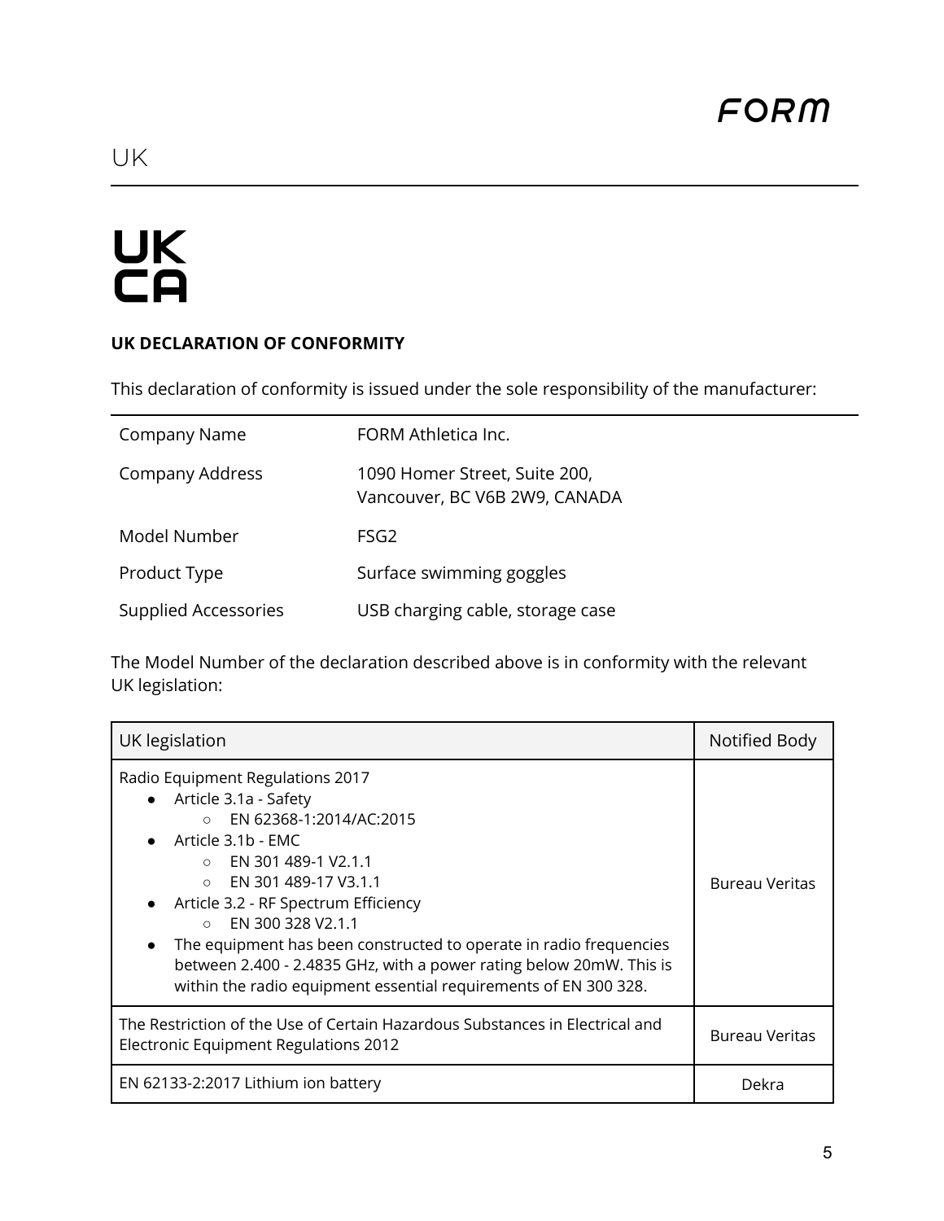## UK

**UK**
**CA**

**UK DECLARATION OF CONFORMITY**

This declaration of conformity is issued under the sole responsibility of the manufacturer:

| | |
|---|---|
| Company Name | FORM Athletica Inc. |
| Company Address | 1090 Homer Street, Suite 200,<br>Vancouver, BC V6B 2W9, CANADA |
| Model Number | FSG2 |
| Product Type | Surface swimming goggles |
| Supplied Accessories | USB charging cable, storage case |

The Model Number of the declaration described above is in conformity with the relevant UK legislation:

| UK legislation | Notified Body |
|---|---|
| Radio Equipment Regulations 2017<br>• Article 3.1a - Safety<br>  ○ EN 62368-1:2014/AC:2015<br>• Article 3.1b - EMC<br>  ○ EN 301 489-1 V2.1.1<br>  ○ EN 301 489-17 V3.1.1<br>• Article 3.2 - RF Spectrum Efficiency<br>  ○ EN 300 328 V2.1.1<br>• The equipment has been constructed to operate in radio frequencies between 2.400 - 2.4835 GHz, with a power rating below 20mW. This is within the radio equipment essential requirements of EN 300 328. | Bureau Veritas |
| The Restriction of the Use of Certain Hazardous Substances in Electrical and Electronic Equipment Regulations 2012 | Bureau Veritas |
| EN 62133-2:2017 Lithium ion battery | Dekra |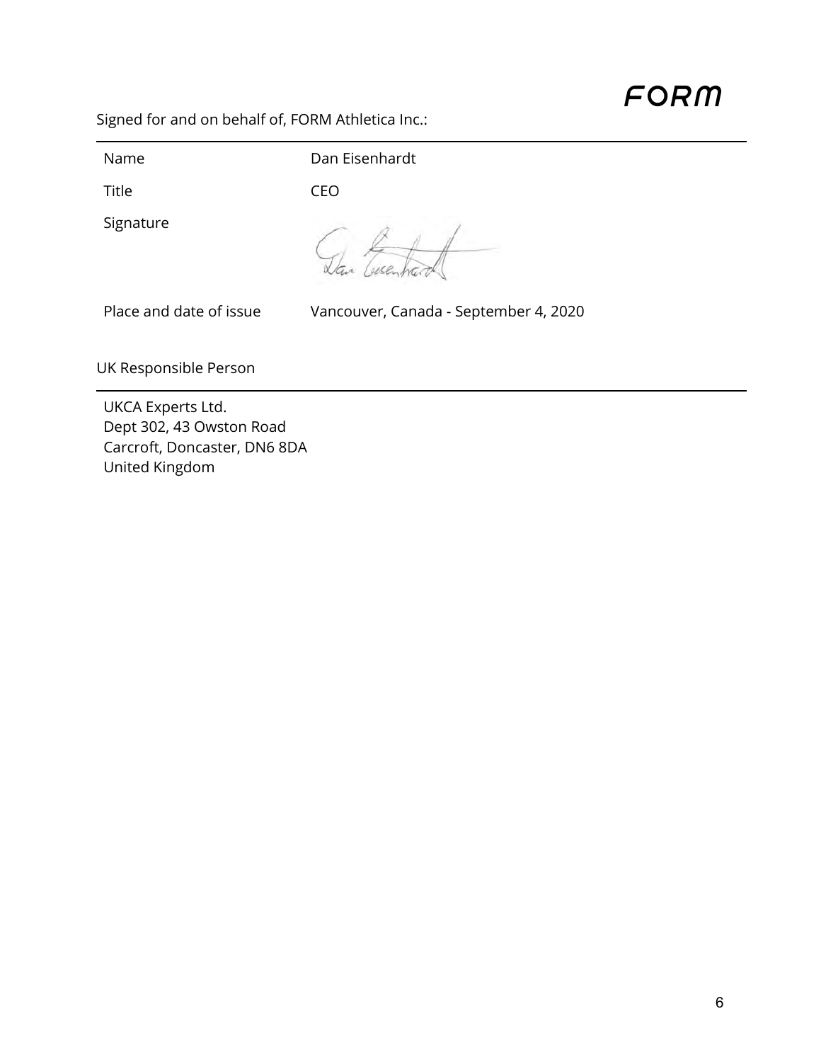FORM

Signed for and on behalf of, FORM Athletica Inc.:

| | |
|---|---|
| Name | Dan Eisenhardt |
| Title | CEO |
| Signature | |
| Place and date of issue | Vancouver, Canada - September 4, 2020 |

UK Responsible Person

UKCA Experts Ltd.
Dept 302, 43 Owston Road
Carcroft, Doncaster, DN6 8DA
United Kingdom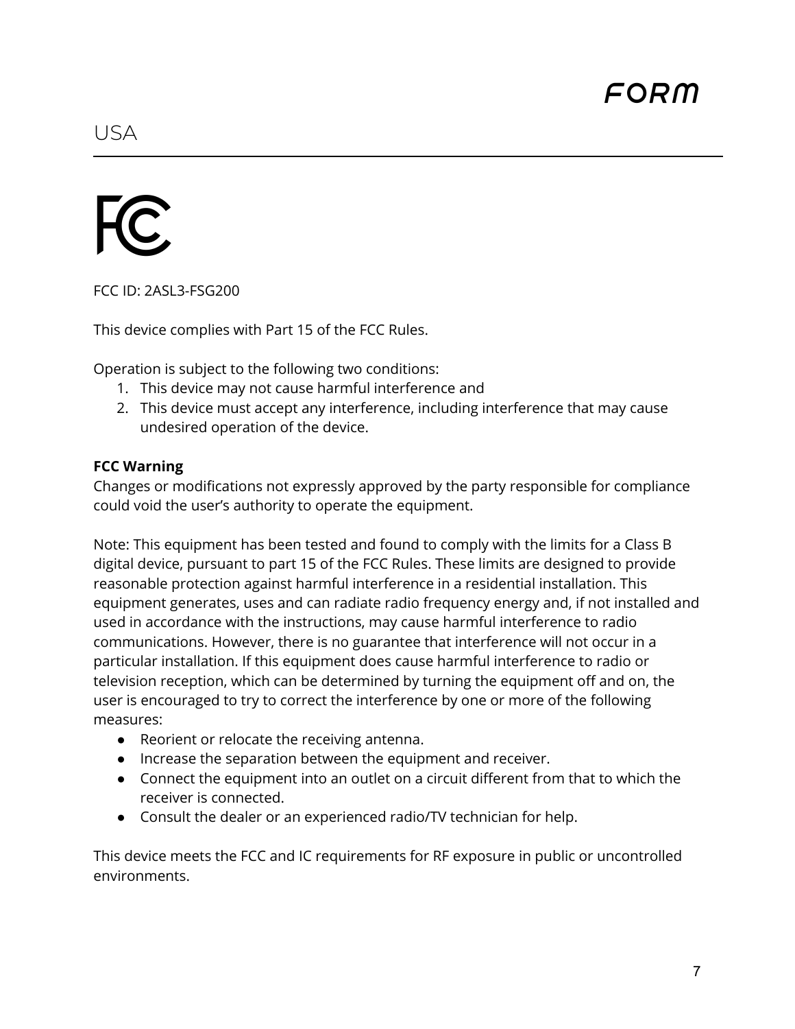# USA

FCC ID: 2ASL3-FSG200

This device complies with Part 15 of the FCC Rules.

Operation is subject to the following two conditions:

1. This device may not cause harmful interference and
2. This device must accept any interference, including interference that may cause undesired operation of the device.

**FCC Warning**

Changes or modifications not expressly approved by the party responsible for compliance could void the user's authority to operate the equipment.

Note: This equipment has been tested and found to comply with the limits for a Class B digital device, pursuant to part 15 of the FCC Rules. These limits are designed to provide reasonable protection against harmful interference in a residential installation. This equipment generates, uses and can radiate radio frequency energy and, if not installed and used in accordance with the instructions, may cause harmful interference to radio communications. However, there is no guarantee that interference will not occur in a particular installation. If this equipment does cause harmful interference to radio or television reception, which can be determined by turning the equipment off and on, the user is encouraged to try to correct the interference by one or more of the following measures:

- Reorient or relocate the receiving antenna.
- Increase the separation between the equipment and receiver.
- Connect the equipment into an outlet on a circuit different from that to which the receiver is connected.
- Consult the dealer or an experienced radio/TV technician for help.

This device meets the FCC and IC requirements for RF exposure in public or uncontrolled environments.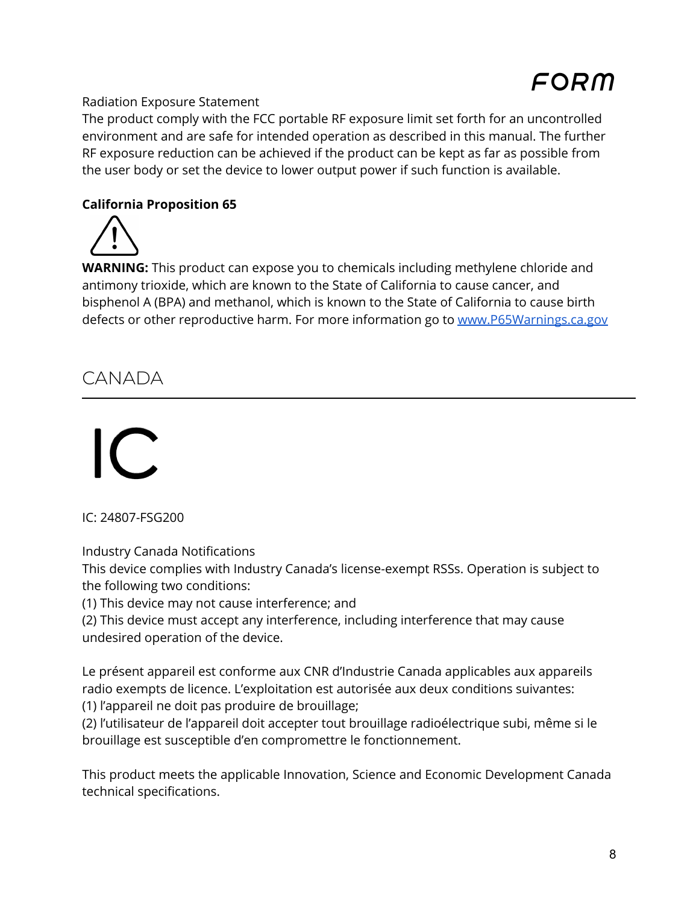Radiation Exposure Statement

The product comply with the FCC portable RF exposure limit set forth for an uncontrolled environment and are safe for intended operation as described in this manual. The further RF exposure reduction can be achieved if the product can be kept as far as possible from the user body or set the device to lower output power if such function is available.

**California Proposition 65**

**WARNING:** This product can expose you to chemicals including methylene chloride and antimony trioxide, which are known to the State of California to cause cancer, and bisphenol A (BPA) and methanol, which is known to the State of California to cause birth defects or other reproductive harm. For more information go to [www.P65Warnings.ca.gov](http://www.P65Warnings.ca.gov)

# CANADA

IC

IC: 24807-FSG200

Industry Canada Notifications

This device complies with Industry Canada's license-exempt RSSs. Operation is subject to the following two conditions:

(1) This device may not cause interference; and

(2) This device must accept any interference, including interference that may cause undesired operation of the device.

Le présent appareil est conforme aux CNR d'Industrie Canada applicables aux appareils radio exempts de licence. L'exploitation est autorisée aux deux conditions suivantes:

(1) l'appareil ne doit pas produire de brouillage;

(2) l'utilisateur de l'appareil doit accepter tout brouillage radioélectrique subi, même si le brouillage est susceptible d'en compromettre le fonctionnement.

This product meets the applicable Innovation, Science and Economic Development Canada technical specifications.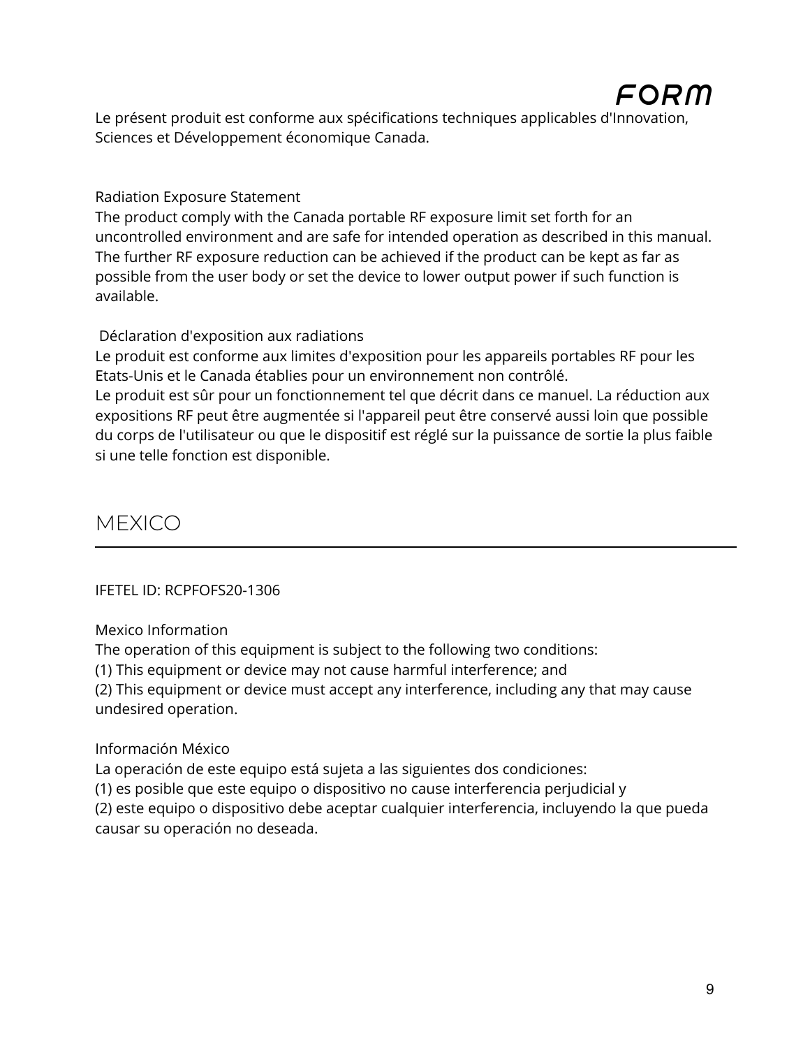Le présent produit est conforme aux spécifications techniques applicables d'Innovation, Sciences et Développement économique Canada.

Radiation Exposure Statement
The product comply with the Canada portable RF exposure limit set forth for an uncontrolled environment and are safe for intended operation as described in this manual. The further RF exposure reduction can be achieved if the product can be kept as far as possible from the user body or set the device to lower output power if such function is available.

Déclaration d'exposition aux radiations
Le produit est conforme aux limites d'exposition pour les appareils portables RF pour les Etats-Unis et le Canada établies pour un environnement non contrôlé.
Le produit est sûr pour un fonctionnement tel que décrit dans ce manuel. La réduction aux expositions RF peut être augmentée si l'appareil peut être conservé aussi loin que possible du corps de l'utilisateur ou que le dispositif est réglé sur la puissance de sortie la plus faible si une telle fonction est disponible.

## MEXICO

IFETEL ID: RCPFOFS20-1306

Mexico Information
The operation of this equipment is subject to the following two conditions:
(1) This equipment or device may not cause harmful interference; and
(2) This equipment or device must accept any interference, including any that may cause undesired operation.

Información México
La operación de este equipo está sujeta a las siguientes dos condiciones:
(1) es posible que este equipo o dispositivo no cause interferencia perjudicial y
(2) este equipo o dispositivo debe aceptar cualquier interferencia, incluyendo la que pueda causar su operación no deseada.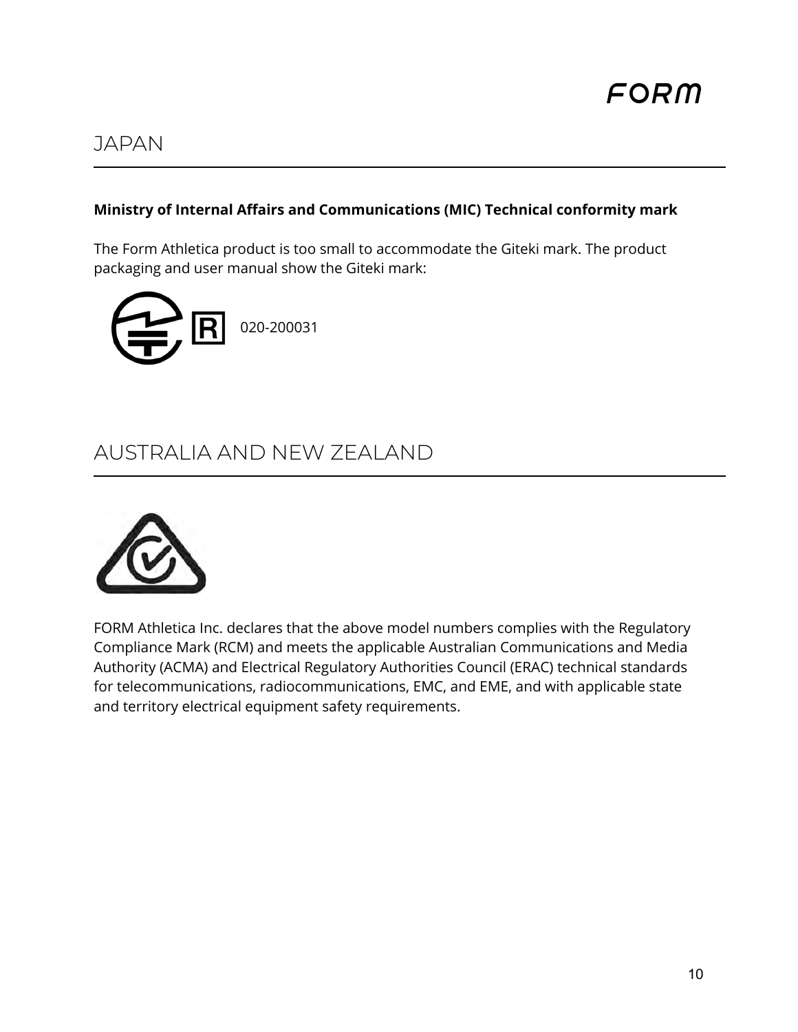## JAPAN

**Ministry of Internal Affairs and Communications (MIC) Technical conformity mark**

The Form Athletica product is too small to accommodate the Giteki mark. The product packaging and user manual show the Giteki mark:

020-200031

## AUSTRALIA AND NEW ZEALAND

FORM Athletica Inc. declares that the above model numbers complies with the Regulatory Compliance Mark (RCM) and meets the applicable Australian Communications and Media Authority (ACMA) and Electrical Regulatory Authorities Council (ERAC) technical standards for telecommunications, radiocommunications, EMC, and EME, and with applicable state and territory electrical equipment safety requirements.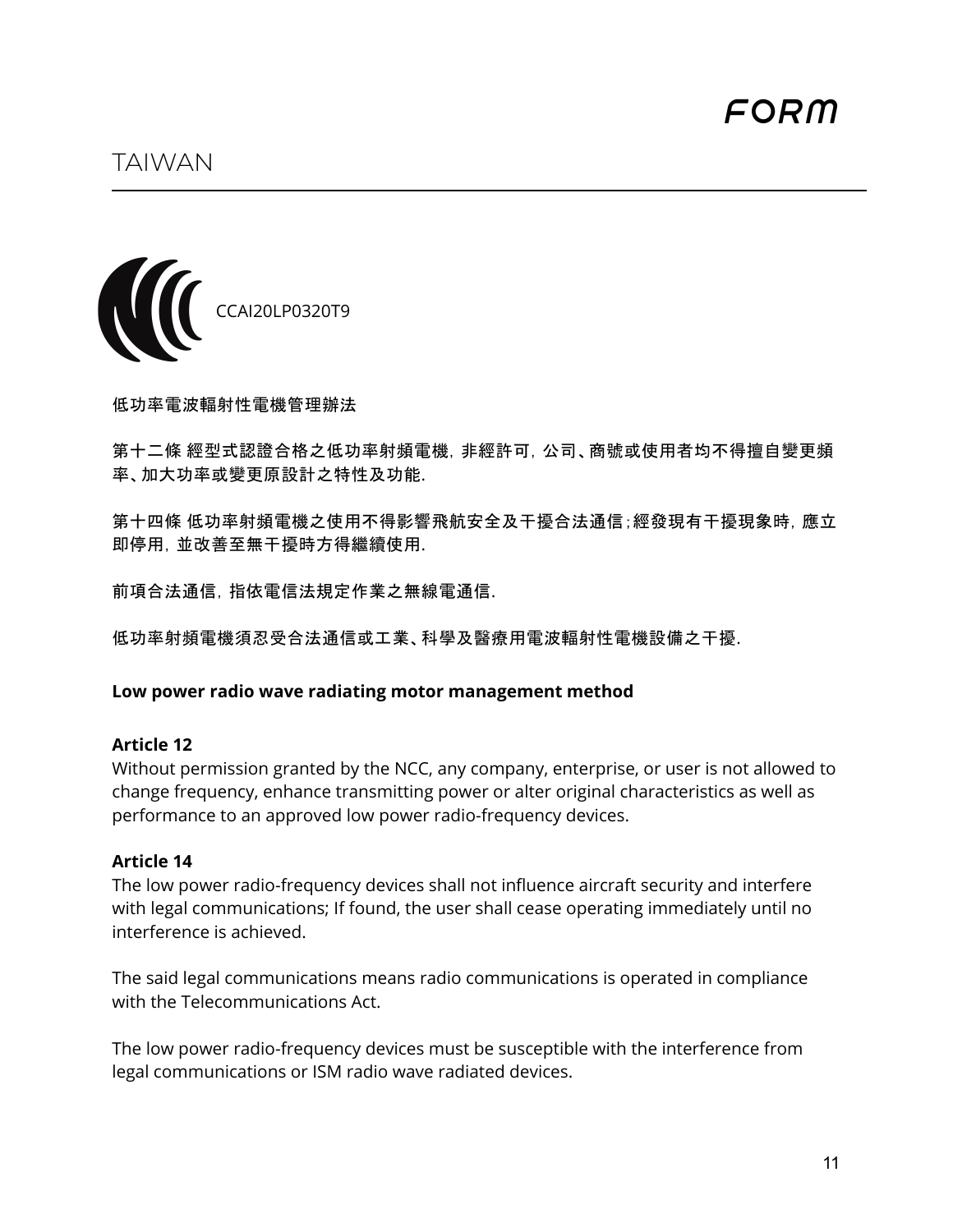# TAIWAN

CCAI20LP0320T9

低功率電波輻射性電機管理辦法

第十二條 經型式認證合格之低功率射頻電機，非經許可，公司、商號或使用者均不得擅自變更頻率、加大功率或變更原設計之特性及功能.

第十四條 低功率射頻電機之使用不得影響飛航安全及干擾合法通信;經發現有干擾現象時，應立即停用，並改善至無干擾時方得繼續使用.

前項合法通信，指依電信法規定作業之無線電通信.

低功率射頻電機須忍受合法通信或工業、科學及醫療用電波輻射性電機設備之干擾.

**Low power radio wave radiating motor management method**

**Article 12**
Without permission granted by the NCC, any company, enterprise, or user is not allowed to change frequency, enhance transmitting power or alter original characteristics as well as performance to an approved low power radio-frequency devices.

**Article 14**
The low power radio-frequency devices shall not influence aircraft security and interfere with legal communications; If found, the user shall cease operating immediately until no interference is achieved.

The said legal communications means radio communications is operated in compliance with the Telecommunications Act.

The low power radio-frequency devices must be susceptible with the interference from legal communications or ISM radio wave radiated devices.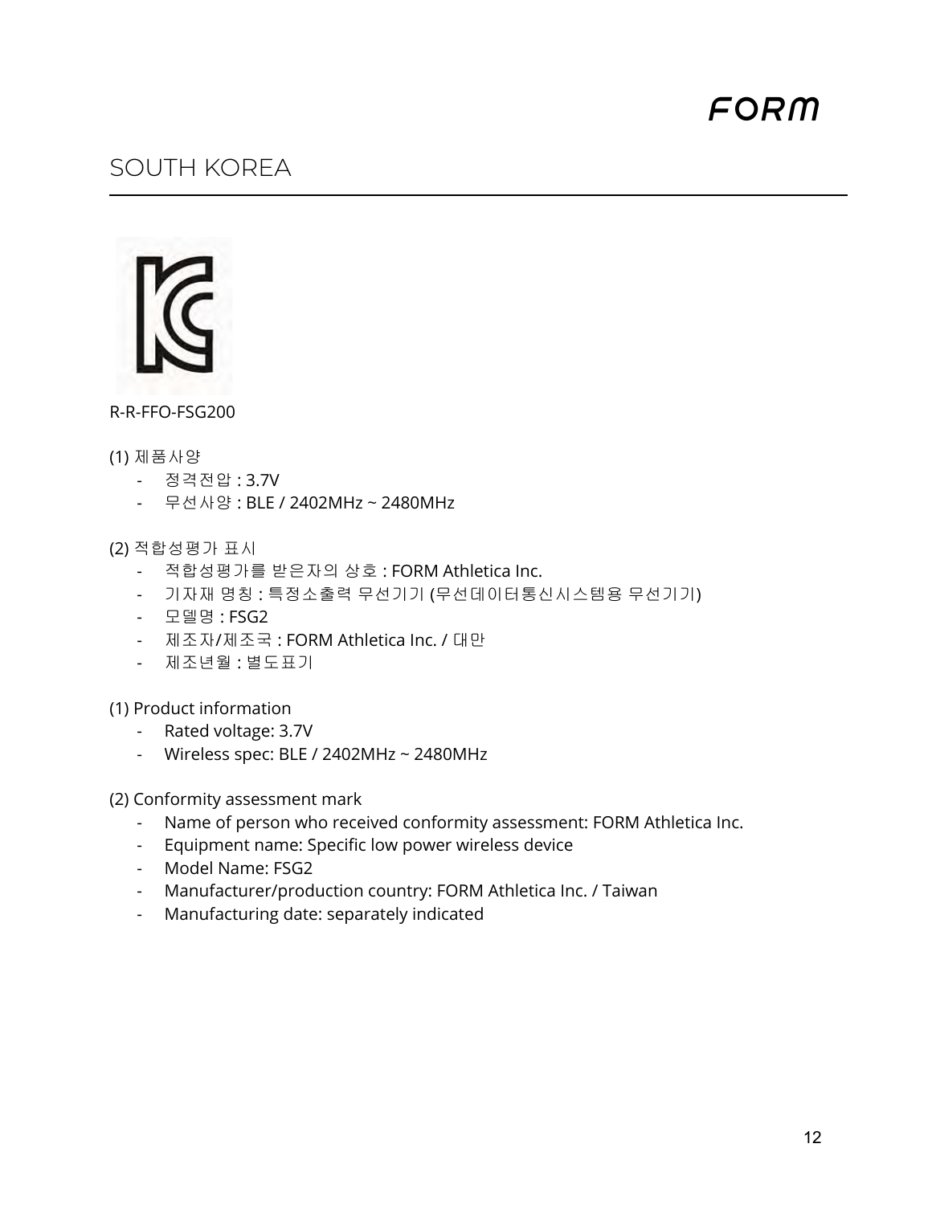# SOUTH KOREA

R-R-FFO-FSG200

(1) 제품사양

- 정격전압 : 3.7V
- 무선사양 : BLE / 2402MHz ~ 2480MHz

(2) 적합성평가 표시

- 적합성평가를 받은자의 상호 : FORM Athletica Inc.
- 기자재 명칭 : 특정소출력 무선기기 (무선데이터통신시스템용 무선기기)
- 모델명 : FSG2
- 제조자/제조국 : FORM Athletica Inc. / 대만
- 제조년월 : 별도표기

(1) Product information

- Rated voltage: 3.7V
- Wireless spec: BLE / 2402MHz ~ 2480MHz

(2) Conformity assessment mark

- Name of person who received conformity assessment: FORM Athletica Inc.
- Equipment name: Specific low power wireless device
- Model Name: FSG2
- Manufacturer/production country: FORM Athletica Inc. / Taiwan
- Manufacturing date: separately indicated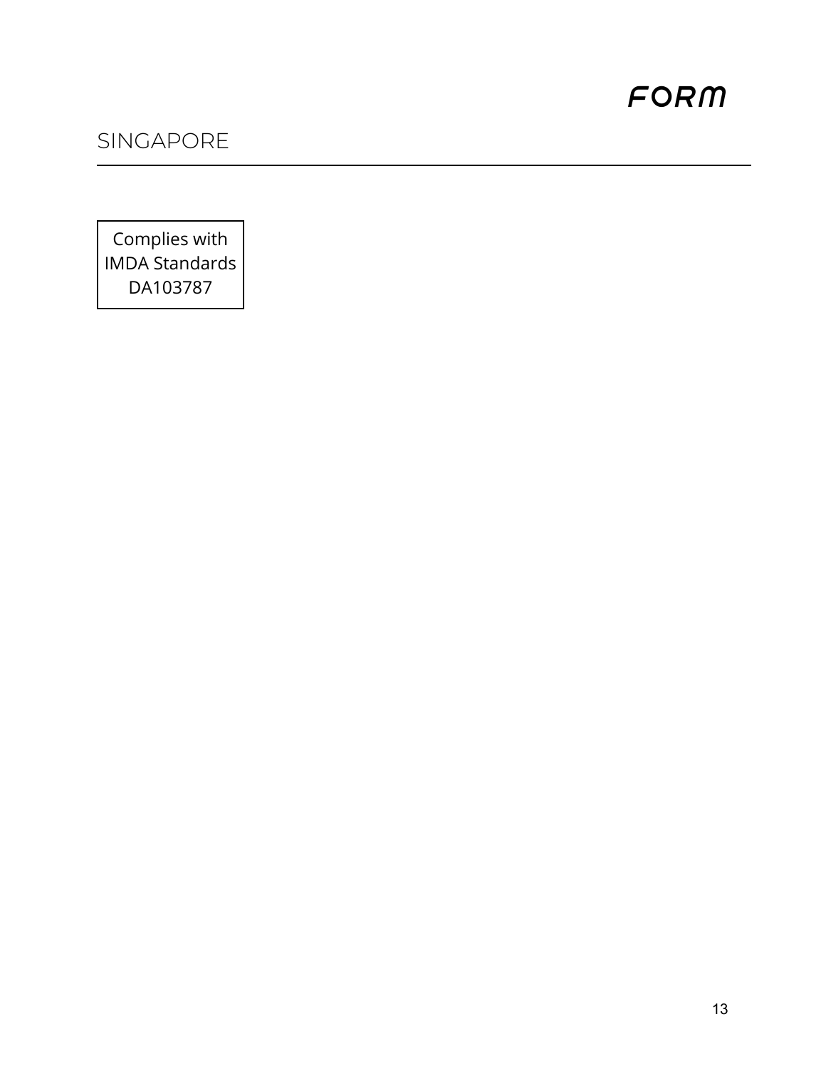# SINGAPORE

Complies with
IMDA Standards
DA103787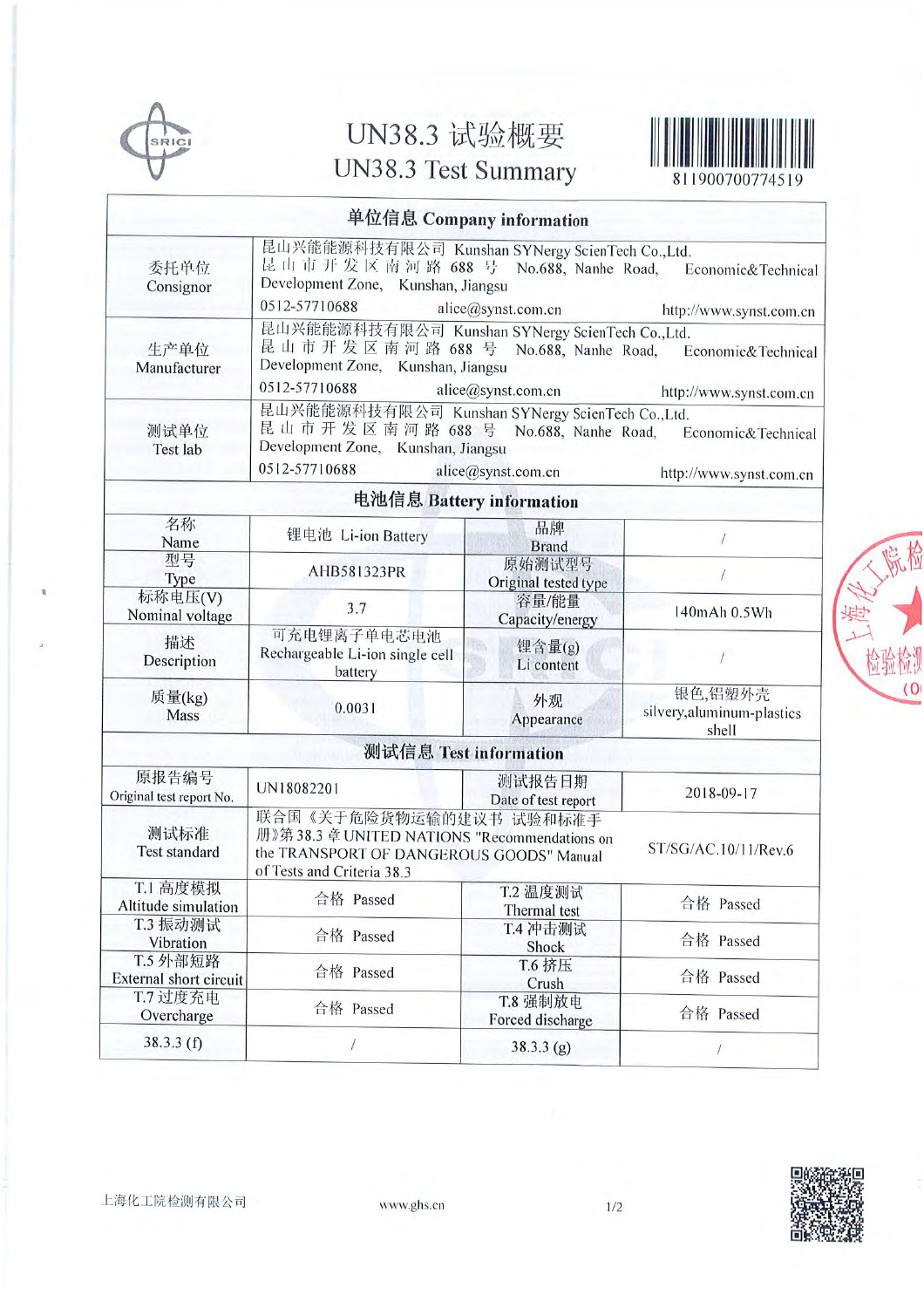# UN38.3 试验概要
# UN38.3 Test Summary

811900700774519

| 单位信息 Company information | | | |
|---|---|---|---|
| 委托单位 Consignor | 昆山兴能能源科技有限公司 Kunshan SYNergy ScienTech Co.,Ltd. 昆山市开发区南河路 688 号 No.688, Nanhe Road, Economic&Technical Development Zone, Kunshan, Jiangsu<br>0512-57710688 alice@synst.com.cn http://www.synst.com.cn | | |
| 生产单位 Manufacturer | 昆山兴能能源科技有限公司 Kunshan SYNergy ScienTech Co.,Ltd. 昆山市开发区南河路 688 号 No.688, Nanhe Road, Economic&Technical Development Zone, Kunshan, Jiangsu<br>0512-57710688 alice@synst.com.cn http://www.synst.com.cn | | |
| 测试单位 Test lab | 昆山兴能能源科技有限公司 Kunshan SYNergy ScienTech Co.,Ltd. 昆山市开发区南河路 688 号 No.688, Nanhe Road, Economic&Technical Development Zone, Kunshan, Jiangsu<br>0512-57710688 alice@synst.com.cn http://www.synst.com.cn | | |
| **电池信息 Battery information** | | | |
| 名称 Name | 锂电池 Li-ion Battery | 品牌 Brand | / |
| 型号 Type | AHB581323PR | 原始测试型号 Original tested type | / |
| 标称电压(V) Nominal voltage | 3.7 | 容量/能量 Capacity/energy | 140mAh 0.5Wh |
| 描述 Description | 可充电锂离子单电芯电池 Rechargeable Li-ion single cell battery | 锂含量(g) Li content | / |
| 质量(kg) Mass | 0.0031 | 外观 Appearance | 银色,铝塑外壳 silvery,aluminum-plastics shell |
| **测试信息 Test information** | | | |
| 原报告编号 Original test report No. | UN18082201 | 测试报告日期 Date of test report | 2018-09-17 |
| 测试标准 Test standard | 联合国《关于危险货物运输的建议书 试验和标准手册》第 38.3 章 UNITED NATIONS "Recommendations on the TRANSPORT OF DANGEROUS GOODS" Manual of Tests and Criteria 38.3 | | ST/SG/AC.10/11/Rev.6 |
| T.1 高度模拟 Altitude simulation | 合格 Passed | T.2 温度测试 Thermal test | 合格 Passed |
| T.3 振动测试 Vibration | 合格 Passed | T.4 冲击测试 Shock | 合格 Passed |
| T.5 外部短路 External short circuit | 合格 Passed | T.6 挤压 Crush | 合格 Passed |
| T.7 过度充电 Overcharge | 合格 Passed | T.8 强制放电 Forced discharge | 合格 Passed |
| 38.3.3 (f) | / | 38.3.3 (g) | / |

上海化工院检测有限公司 www.ghs.cn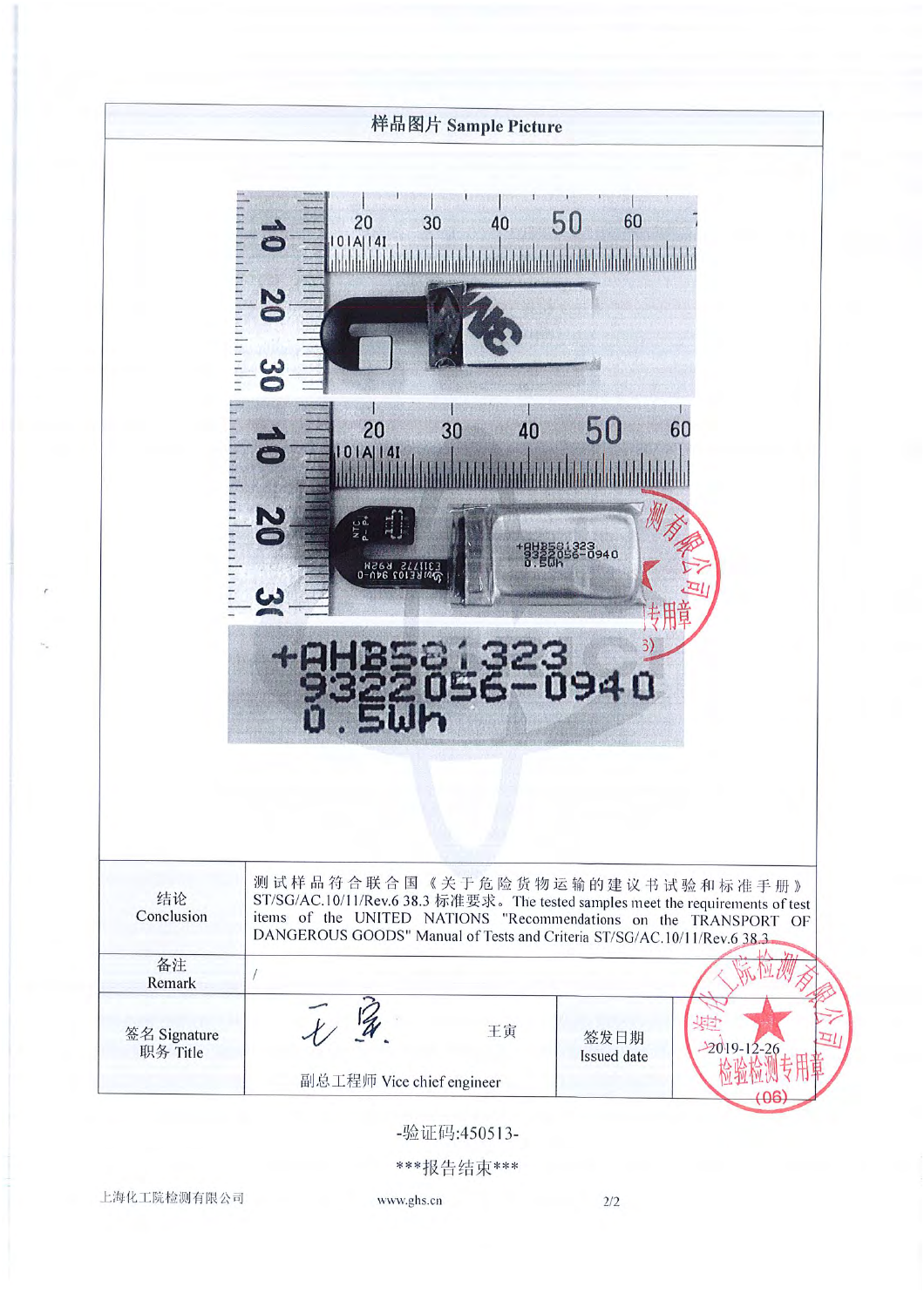## 样品图片 Sample Picture

+AHB581323
9322056-0940
0.5Wh

| | |
|---|---|
| 结论 Conclusion | 测试样品符合联合国《关于危险货物运输的建议书试验和标准手册》ST/SG/AC.10/11/Rev.6 38.3 标准要求。The tested samples meet the requirements of test items of the UNITED NATIONS "Recommendations on the TRANSPORT OF DANGEROUS GOODS" Manual of Tests and Criteria ST/SG/AC.10/11/Rev.6 38.3 |
| 备注 Remark | / |

| | | | |
|---|---|---|---|
| 签名 Signature 职务 Title | 王寅 副总工程师 Vice chief engineer | 签发日期 Issued date | 2019-12-26 |

-验证码:450513-

***报告结束***

上海化工院检测有限公司 www.ghs.cn